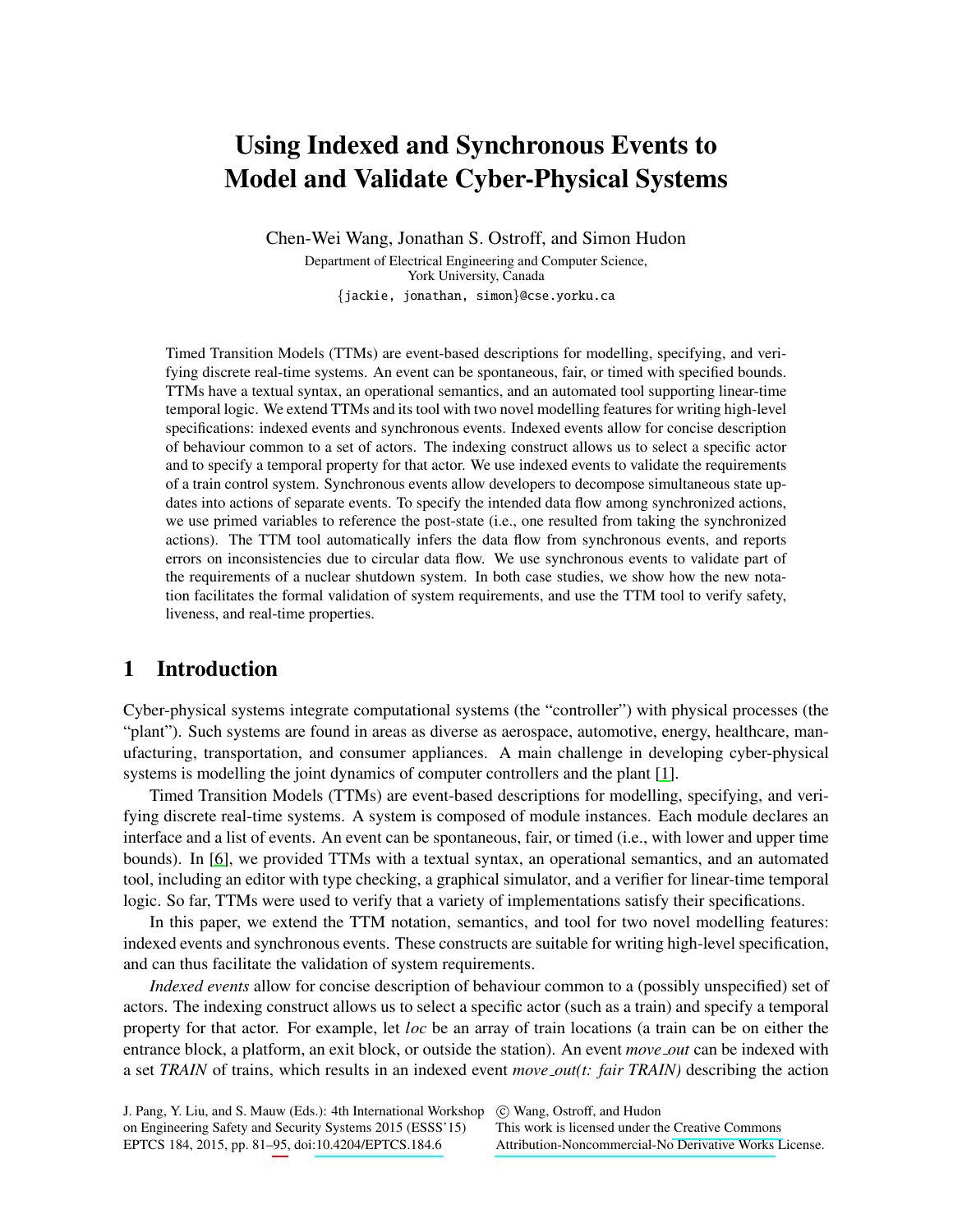# Using Indexed and Synchronous Events to Model and Validate Cyber-Physical Systems

Chen-Wei Wang, Jonathan S. Ostroff, and Simon Hudon

Department of Electrical Engineering and Computer Science,
York University, Canada

{jackie, jonathan, simon}@cse.yorku.ca

Timed Transition Models (TTMs) are event-based descriptions for modelling, specifying, and verifying discrete real-time systems. An event can be spontaneous, fair, or timed with specified bounds. TTMs have a textual syntax, an operational semantics, and an automated tool supporting linear-time temporal logic. We extend TTMs and its tool with two novel modelling features for writing high-level specifications: indexed events and synchronous events. Indexed events allow for concise description of behaviour common to a set of actors. The indexing construct allows us to select a specific actor and to specify a temporal property for that actor. We use indexed events to validate the requirements of a train control system. Synchronous events allow developers to decompose simultaneous state updates into actions of separate events. To specify the intended data flow among synchronized actions, we use primed variables to reference the post-state (i.e., one resulted from taking the synchronized actions). The TTM tool automatically infers the data flow from synchronous events, and reports errors on inconsistencies due to circular data flow. We use synchronous events to validate part of the requirements of a nuclear shutdown system. In both case studies, we show how the new notation facilitates the formal validation of system requirements, and use the TTM tool to verify safety, liveness, and real-time properties.

## 1 Introduction

Cyber-physical systems integrate computational systems (the "controller") with physical processes (the "plant"). Such systems are found in areas as diverse as aerospace, automotive, energy, healthcare, manufacturing, transportation, and consumer appliances. A main challenge in developing cyber-physical systems is modelling the joint dynamics of computer controllers and the plant [1].

Timed Transition Models (TTMs) are event-based descriptions for modelling, specifying, and verifying discrete real-time systems. A system is composed of module instances. Each module declares an interface and a list of events. An event can be spontaneous, fair, or timed (i.e., with lower and upper time bounds). In [6], we provided TTMs with a textual syntax, an operational semantics, and an automated tool, including an editor with type checking, a graphical simulator, and a verifier for linear-time temporal logic. So far, TTMs were used to verify that a variety of implementations satisfy their specifications.

In this paper, we extend the TTM notation, semantics, and tool for two novel modelling features: indexed events and synchronous events. These constructs are suitable for writing high-level specification, and can thus facilitate the validation of system requirements.

*Indexed events* allow for concise description of behaviour common to a (possibly unspecified) set of actors. The indexing construct allows us to select a specific actor (such as a train) and specify a temporal property for that actor. For example, let *loc* be an array of train locations (a train can be on either the entrance block, a platform, an exit block, or outside the station). An event *move_out* can be indexed with a set *TRAIN* of trains, which results in an indexed event *move_out(t: fair TRAIN)* describing the action

J. Pang, Y. Liu, and S. Mauw (Eds.): 4th International Workshop on Engineering Safety and Security Systems 2015 (ESSS'15)
EPTCS 184, 2015, pp. 81–95, doi:10.4204/EPTCS.184.6

© Wang, Ostroff, and Hudon
This work is licensed under the Creative Commons Attribution-Noncommercial-No Derivative Works License.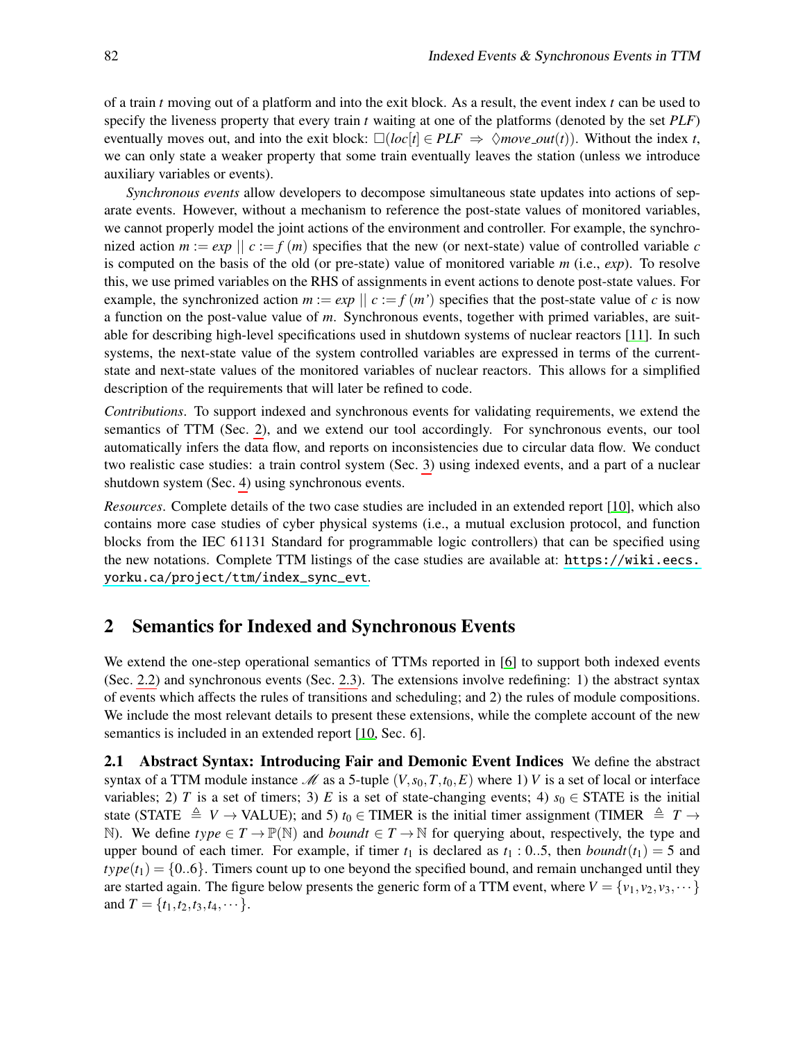of a train $t$ moving out of a platform and into the exit block. As a result, the event index $t$ can be used to specify the liveness property that every train $t$ waiting at one of the platforms (denoted by the set *PLF*) eventually moves out, and into the exit block: $\square(loc[t] \in PLF \Rightarrow \lozenge move\_out(t))$. Without the index $t$, we can only state a weaker property that some train eventually leaves the station (unless we introduce auxiliary variables or events).

*Synchronous events* allow developers to decompose simultaneous state updates into actions of separate events. However, without a mechanism to reference the post-state values of monitored variables, we cannot properly model the joint actions of the environment and controller. For example, the synchronized action $m := exp \mid\mid c := f(m)$ specifies that the new (or next-state) value of controlled variable $c$ is computed on the basis of the old (or pre-state) value of monitored variable $m$ (i.e., $exp$). To resolve this, we use primed variables on the RHS of assignments in event actions to denote post-state values. For example, the synchronized action $m := exp \mid\mid c := f(m')$ specifies that the post-state value of $c$ is now a function on the post-value value of $m$. Synchronous events, together with primed variables, are suitable for describing high-level specifications used in shutdown systems of nuclear reactors [11]. In such systems, the next-state value of the system controlled variables are expressed in terms of the current-state and next-state values of the monitored variables of nuclear reactors. This allows for a simplified description of the requirements that will later be refined to code.

*Contributions*. To support indexed and synchronous events for validating requirements, we extend the semantics of TTM (Sec. 2), and we extend our tool accordingly. For synchronous events, our tool automatically infers the data flow, and reports on inconsistencies due to circular data flow. We conduct two realistic case studies: a train control system (Sec. 3) using indexed events, and a part of a nuclear shutdown system (Sec. 4) using synchronous events.

*Resources*. Complete details of the two case studies are included in an extended report [10], which also contains more case studies of cyber physical systems (i.e., a mutual exclusion protocol, and function blocks from the IEC 61131 Standard for programmable logic controllers) that can be specified using the new notations. Complete TTM listings of the case studies are available at: https://wiki.eecs.yorku.ca/project/ttm/index_sync_evt.

## 2 Semantics for Indexed and Synchronous Events

We extend the one-step operational semantics of TTMs reported in [6] to support both indexed events (Sec. 2.2) and synchronous events (Sec. 2.3). The extensions involve redefining: 1) the abstract syntax of events which affects the rules of transitions and scheduling; and 2) the rules of module compositions. We include the most relevant details to present these extensions, while the complete account of the new semantics is included in an extended report [10, Sec. 6].

**2.1 Abstract Syntax: Introducing Fair and Demonic Event Indices** We define the abstract syntax of a TTM module instance $\mathscr{M}$ as a 5-tuple $(V, s_0, T, t_0, E)$ where 1) $V$ is a set of local or interface variables; 2) $T$ is a set of timers; 3) $E$ is a set of state-changing events; 4) $s_0 \in$ STATE is the initial state (STATE $\triangleq V \rightarrow$ VALUE); and 5) $t_0 \in$ TIMER is the initial timer assignment (TIMER $\triangleq T \rightarrow \mathbb{N}$). We define $type \in T \rightarrow \mathbb{P}(\mathbb{N})$ and $boundt \in T \rightarrow \mathbb{N}$ for querying about, respectively, the type and upper bound of each timer. For example, if timer $t_1$ is declared as $t_1 : 0..5$, then $boundt(t_1) = 5$ and $type(t_1) = \{0..6\}$. Timers count up to one beyond the specified bound, and remain unchanged until they are started again. The figure below presents the generic form of a TTM event, where $V = \{v_1, v_2, v_3, \cdots\}$ and $T = \{t_1, t_2, t_3, t_4, \cdots\}$.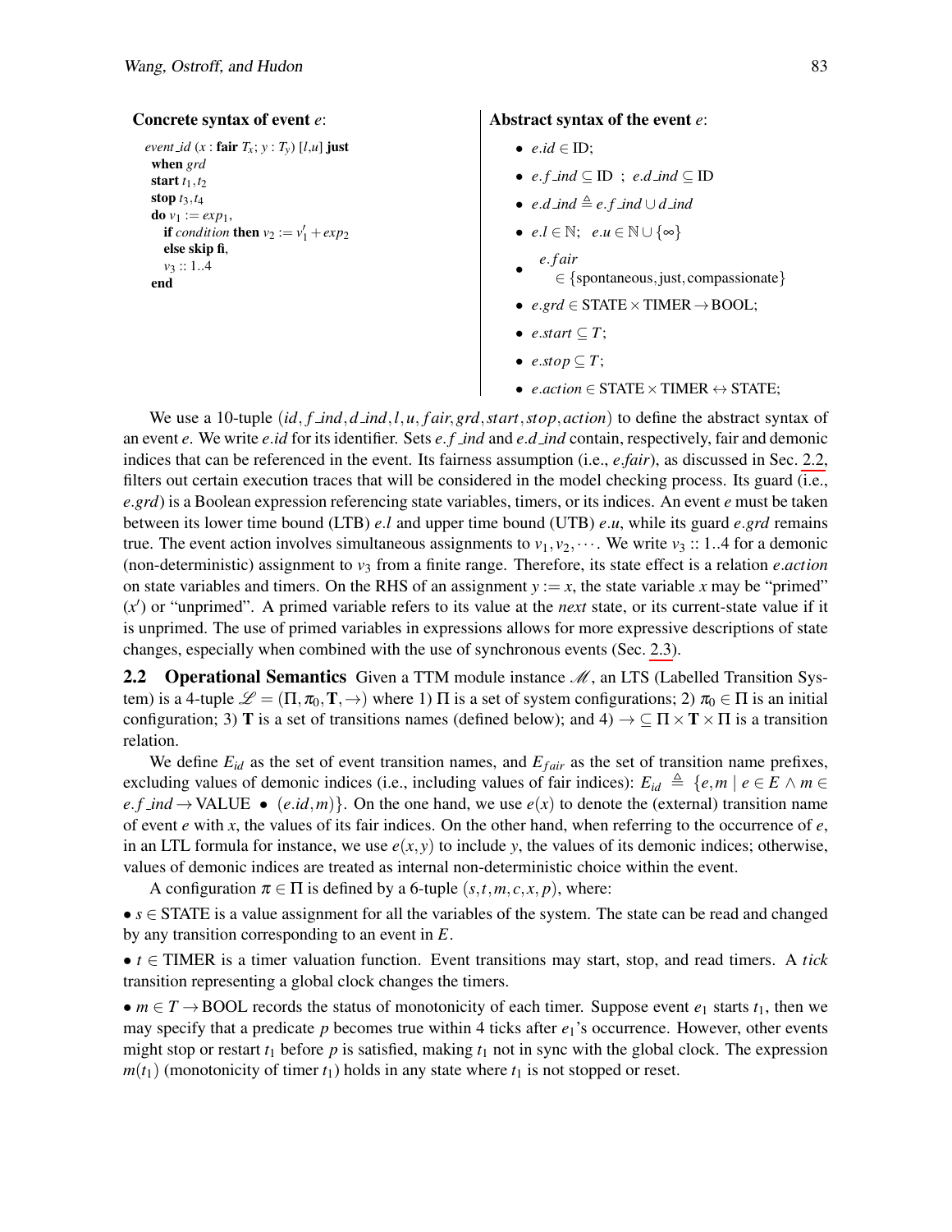**Concrete syntax of event** $e$:

$event\_id$ ($x$ : **fair** $T_x$; $y$ : $T_y$) [$l$,$u$] **just**
**when** $grd$
**start** $t_1$,$t_2$
**stop** $t_3$,$t_4$
**do** $v_1 := exp_1$,
  **if** $condition$ **then** $v_2 := v_1' + exp_2$
  **else skip fi**,
  $v_3 :: 1..4$
**end**

**Abstract syntax of the event** $e$:

- $e.id \in \text{ID}$;
- $e.f\_ind \subseteq \text{ID}$ ; $e.d\_ind \subseteq \text{ID}$
- $e.d\_ind \triangleq e.f\_ind \cup d\_ind$
- $e.l \in \mathbb{N}$; $e.u \in \mathbb{N} \cup \{\infty\}$
- $e.fair \in \{\text{spontaneous}, \text{just}, \text{compassionate}\}$
- $e.grd \in \text{STATE} \times \text{TIMER} \rightarrow \text{BOOL}$;
- $e.start \subseteq T$;
- $e.stop \subseteq T$;
- $e.action \in \text{STATE} \times \text{TIMER} \leftrightarrow \text{STATE}$;

We use a 10-tuple $(id, f\_ind, d\_ind, l, u, fair, grd, start, stop, action)$ to define the abstract syntax of an event $e$. We write $e.id$ for its identifier. Sets $e.f\_ind$ and $e.d\_ind$ contain, respectively, fair and demonic indices that can be referenced in the event. Its fairness assumption (i.e., $e.fair$), as discussed in Sec. 2.2, filters out certain execution traces that will be considered in the model checking process. Its guard (i.e., $e.grd$) is a Boolean expression referencing state variables, timers, or its indices. An event $e$ must be taken between its lower time bound (LTB) $e.l$ and upper time bound (UTB) $e.u$, while its guard $e.grd$ remains true. The event action involves simultaneous assignments to $v_1, v_2, \cdots$. We write $v_3 :: 1..4$ for a demonic (non-deterministic) assignment to $v_3$ from a finite range. Therefore, its state effect is a relation $e.action$ on state variables and timers. On the RHS of an assignment $y := x$, the state variable $x$ may be "primed" ($x'$) or "unprimed". A primed variable refers to its value at the *next* state, or its current-state value if it is unprimed. The use of primed variables in expressions allows for more expressive descriptions of state changes, especially when combined with the use of synchronous events (Sec. 2.3).

## 2.2 Operational Semantics

Given a TTM module instance $\mathscr{M}$, an LTS (Labelled Transition System) is a 4-tuple $\mathscr{L} = (\Pi, \pi_0, \mathbf{T}, \rightarrow)$ where 1) $\Pi$ is a set of system configurations; 2) $\pi_0 \in \Pi$ is an initial configuration; 3) $\mathbf{T}$ is a set of transitions names (defined below); and 4) $\rightarrow \subseteq \Pi \times \mathbf{T} \times \Pi$ is a transition relation.

We define $E_{id}$ as the set of event transition names, and $E_{fair}$ as the set of transition name prefixes, excluding values of demonic indices (i.e., including values of fair indices): $E_{id} \triangleq \{e, m \mid e \in E \wedge m \in e.f\_ind \rightarrow \text{VALUE} \bullet (e.id, m)\}$. On the one hand, we use $e(x)$ to denote the (external) transition name of event $e$ with $x$, the values of its fair indices. On the other hand, when referring to the occurrence of $e$, in an LTL formula for instance, we use $e(x, y)$ to include $y$, the values of its demonic indices; otherwise, values of demonic indices are treated as internal non-deterministic choice within the event.

A configuration $\pi \in \Pi$ is defined by a 6-tuple $(s, t, m, c, x, p)$, where:

- $s \in \text{STATE}$ is a value assignment for all the variables of the system. The state can be read and changed by any transition corresponding to an event in $E$.
- $t \in \text{TIMER}$ is a timer valuation function. Event transitions may start, stop, and read timers. A *tick* transition representing a global clock changes the timers.
- $m \in T \rightarrow \text{BOOL}$ records the status of monotonicity of each timer. Suppose event $e_1$ starts $t_1$, then we may specify that a predicate $p$ becomes true within 4 ticks after $e_1$'s occurrence. However, other events might stop or restart $t_1$ before $p$ is satisfied, making $t_1$ not in sync with the global clock. The expression $m(t_1)$ (monotonicity of timer $t_1$) holds in any state where $t_1$ is not stopped or reset.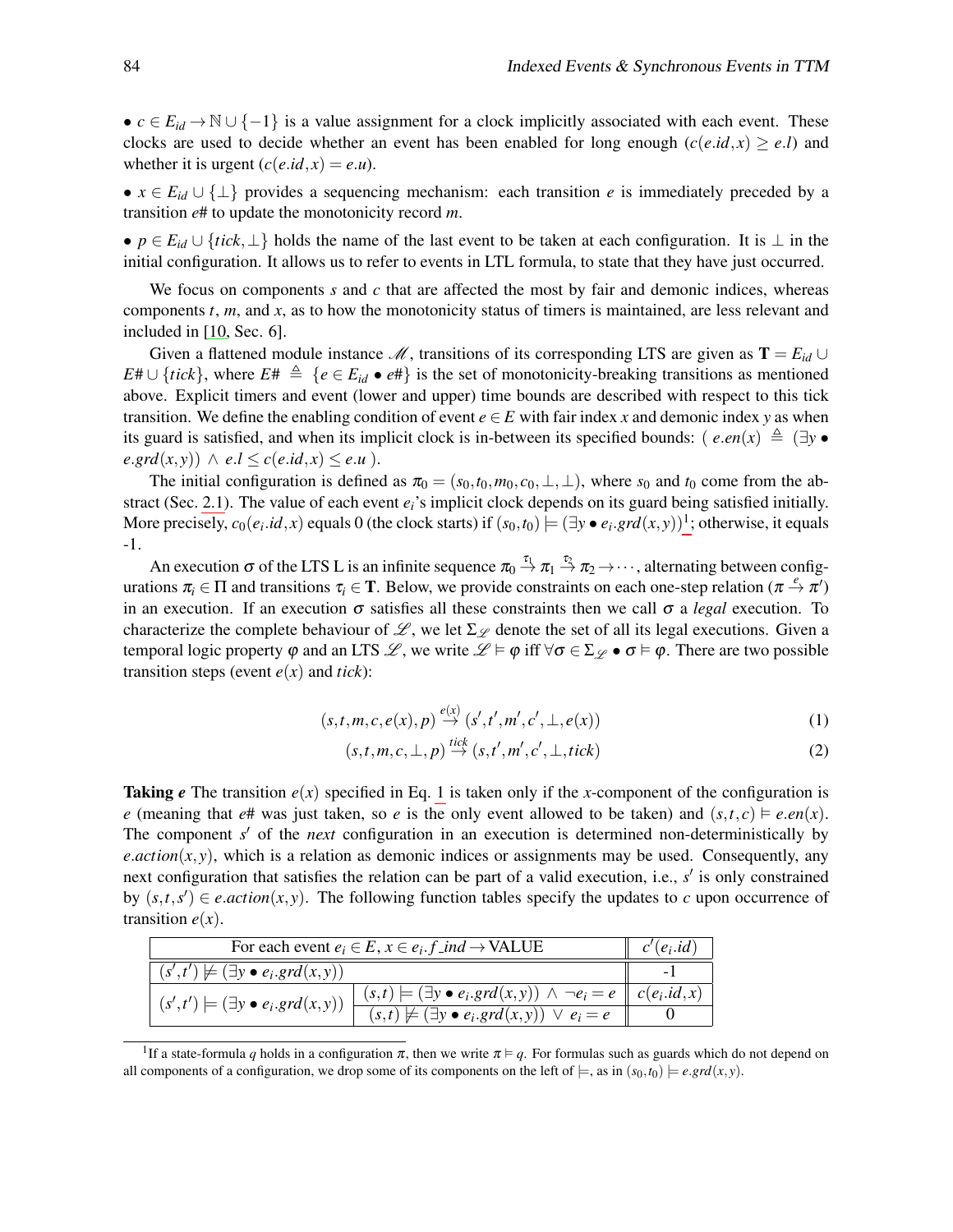• $c \in E_{id} \to \mathbb{N} \cup \{-1\}$ is a value assignment for a clock implicitly associated with each event. These clocks are used to decide whether an event has been enabled for long enough ($c(e.id, x) \geq e.l$) and whether it is urgent ($c(e.id, x) = e.u$).

• $x \in E_{id} \cup \{\perp\}$ provides a sequencing mechanism: each transition $e$ is immediately preceded by a transition $e\#$ to update the monotonicity record $m$.

• $p \in E_{id} \cup \{tick, \perp\}$ holds the name of the last event to be taken at each configuration. It is $\perp$ in the initial configuration. It allows us to refer to events in LTL formula, to state that they have just occurred.

We focus on components $s$ and $c$ that are affected the most by fair and demonic indices, whereas components $t$, $m$, and $x$, as to how the monotonicity status of timers is maintained, are less relevant and included in [10, Sec. 6].

Given a flattened module instance $\mathscr{M}$, transitions of its corresponding LTS are given as $\mathbf{T} = E_{id} \cup E\# \cup \{tick\}$, where $E\# \triangleq \{e \in E_{id} \bullet e\#\}$ is the set of monotonicity-breaking transitions as mentioned above. Explicit timers and event (lower and upper) time bounds are described with respect to this tick transition. We define the enabling condition of event $e \in E$ with fair index $x$ and demonic index $y$ as when its guard is satisfied, and when its implicit clock is in-between its specified bounds: ( $e.en(x) \triangleq (\exists y \bullet e.grd(x,y)) \wedge e.l \leq c(e.id, x) \leq e.u$ ).

The initial configuration is defined as $\pi_0 = (s_0, t_0, m_0, c_0, \perp, \perp)$, where $s_0$ and $t_0$ come from the abstract (Sec. 2.1). The value of each event $e_i$'s implicit clock depends on its guard being satisfied initially. More precisely, $c_0(e_i.id, x)$ equals 0 (the clock starts) if $(s_0, t_0) \models (\exists y \bullet e_i.grd(x,y))$[1]; otherwise, it equals -1.

An execution $\sigma$ of the LTS L is an infinite sequence $\pi_0 \xrightarrow{\tau_1} \pi_1 \xrightarrow{\tau_2} \pi_2 \to \cdots$, alternating between configurations $\pi_i \in \Pi$ and transitions $\tau_i \in \mathbf{T}$. Below, we provide constraints on each one-step relation ($\pi \xrightarrow{e} \pi'$) in an execution. If an execution $\sigma$ satisfies all these constraints then we call $\sigma$ a *legal* execution. To characterize the complete behaviour of $\mathscr{L}$, we let $\Sigma_{\mathscr{L}}$ denote the set of all its legal executions. Given a temporal logic property $\varphi$ and an LTS $\mathscr{L}$, we write $\mathscr{L} \models \varphi$ iff $\forall \sigma \in \Sigma_{\mathscr{L}} \bullet \sigma \models \varphi$. There are two possible transition steps (event $e(x)$ and $tick$):

$$(s,t,m,c,e(x),p) \xrightarrow{e(x)} (s',t',m',c',\perp,e(x)) \tag{1}$$

$$(s,t,m,c,\perp,p) \xrightarrow{tick} (s,t',m',c',\perp,tick) \tag{2}$$

**Taking *e*** The transition $e(x)$ specified in Eq. 1 is taken only if the $x$-component of the configuration is $e$ (meaning that $e\#$ was just taken, so $e$ is the only event allowed to be taken) and $(s,t,c) \models e.en(x)$. The component $s'$ of the *next* configuration in an execution is determined non-deterministically by $e.action(x,y)$, which is a relation as demonic indices or assignments may be used. Consequently, any next configuration that satisfies the relation can be part of a valid execution, i.e., $s'$ is only constrained by $(s,t,s') \in e.action(x,y)$. The following function tables specify the updates to $c$ upon occurrence of transition $e(x)$.

| For each event $e_i \in E$, $x \in e_i.f\_ind \to$ VALUE | | $c'(e_i.id)$ |
|---|---|---|
| $(s',t') \not\models (\exists y \bullet e_i.grd(x,y))$ | | -1 |
| $(s',t') \models (\exists y \bullet e_i.grd(x,y))$ | $(s,t) \models (\exists y \bullet e_i.grd(x,y)) \wedge \neg e_i = e$ | $c(e_i.id, x)$ |
| | $(s,t) \not\models (\exists y \bullet e_i.grd(x,y)) \vee e_i = e$ | 0 |

[1] If a state-formula $q$ holds in a configuration $\pi$, then we write $\pi \models q$. For formulas such as guards which do not depend on all components of a configuration, we drop some of its components on the left of $\models$, as in $(s_0, t_0) \models e.grd(x,y)$.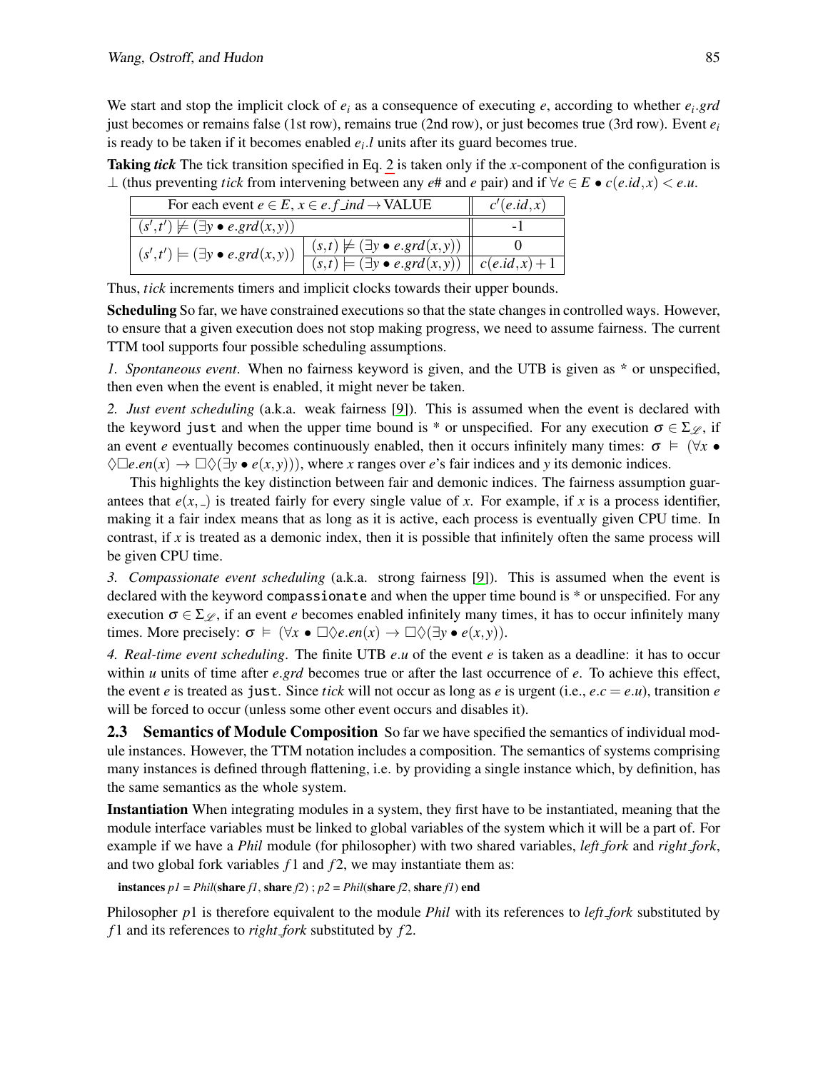We start and stop the implicit clock of $e_i$ as a consequence of executing $e$, according to whether $e_i.grd$ just becomes or remains false (1st row), remains true (2nd row), or just becomes true (3rd row). Event $e_i$ is ready to be taken if it becomes enabled $e_i.l$ units after its guard becomes true.

**Taking *tick*** The tick transition specified in Eq. 2 is taken only if the $x$-component of the configuration is $\perp$ (thus preventing *tick* from intervening between any $e\#$ and $e$ pair) and if $\forall e \in E \bullet c(e.id,x) < e.u$.

| For each event $e \in E$, $x \in e.f\_ind \rightarrow$ VALUE | | $c'(e.id,x)$ |
|---|---|---|
| $(s',t') \not\models (\exists y \bullet e.grd(x,y))$ | | -1 |
| $(s',t') \models (\exists y \bullet e.grd(x,y))$ | $(s,t) \not\models (\exists y \bullet e.grd(x,y))$ | 0 |
| | $(s,t) \models (\exists y \bullet e.grd(x,y))$ | $c(e.id,x)+1$ |

Thus, *tick* increments timers and implicit clocks towards their upper bounds.

**Scheduling** So far, we have constrained executions so that the state changes in controlled ways. However, to ensure that a given execution does not stop making progress, we need to assume fairness. The current TTM tool supports four possible scheduling assumptions.

*1. Spontaneous event*. When no fairness keyword is given, and the UTB is given as * or unspecified, then even when the event is enabled, it might never be taken.

*2. Just event scheduling* (a.k.a. weak fairness [9]). This is assumed when the event is declared with the keyword `just` and when the upper time bound is * or unspecified. For any execution $\sigma \in \Sigma_{\mathscr{L}}$, if an event $e$ eventually becomes continuously enabled, then it occurs infinitely many times: $\sigma \models (\forall x \bullet \Diamond\Box e.en(x) \rightarrow \Box\Diamond(\exists y \bullet e(x,y)))$, where $x$ ranges over $e$'s fair indices and $y$ its demonic indices.

This highlights the key distinction between fair and demonic indices. The fairness assumption guarantees that $e(x,\_)$ is treated fairly for every single value of $x$. For example, if $x$ is a process identifier, making it a fair index means that as long as it is active, each process is eventually given CPU time. In contrast, if $x$ is treated as a demonic index, then it is possible that infinitely often the same process will be given CPU time.

*3. Compassionate event scheduling* (a.k.a. strong fairness [9]). This is assumed when the event is declared with the keyword `compassionate` and when the upper time bound is * or unspecified. For any execution $\sigma \in \Sigma_{\mathscr{L}}$, if an event $e$ becomes enabled infinitely many times, it has to occur infinitely many times. More precisely: $\sigma \models (\forall x \bullet \Box\Diamond e.en(x) \rightarrow \Box\Diamond(\exists y \bullet e(x,y))$.

*4. Real-time event scheduling*. The finite UTB $e.u$ of the event $e$ is taken as a deadline: it has to occur within $u$ units of time after $e.grd$ becomes true or after the last occurrence of $e$. To achieve this effect, the event $e$ is treated as `just`. Since *tick* will not occur as long as $e$ is urgent (i.e., $e.c = e.u$), transition $e$ will be forced to occur (unless some other event occurs and disables it).

## 2.3 Semantics of Module Composition

So far we have specified the semantics of individual module instances. However, the TTM notation includes a composition. The semantics of systems comprising many instances is defined through flattening, i.e. by providing a single instance which, by definition, has the same semantics as the whole system.

**Instantiation** When integrating modules in a system, they first have to be instantiated, meaning that the module interface variables must be linked to global variables of the system which it will be a part of. For example if we have a *Phil* module (for philosopher) with two shared variables, *left_fork* and *right_fork*, and two global fork variables $f1$ and $f2$, we may instantiate them as:

**instances** *p1* = *Phil*(**share** *f1*, **share** *f2*) ; *p2* = *Phil*(**share** *f2*, **share** *f1*) **end**

Philosopher $p1$ is therefore equivalent to the module *Phil* with its references to *left_fork* substituted by $f1$ and its references to *right_fork* substituted by $f2$.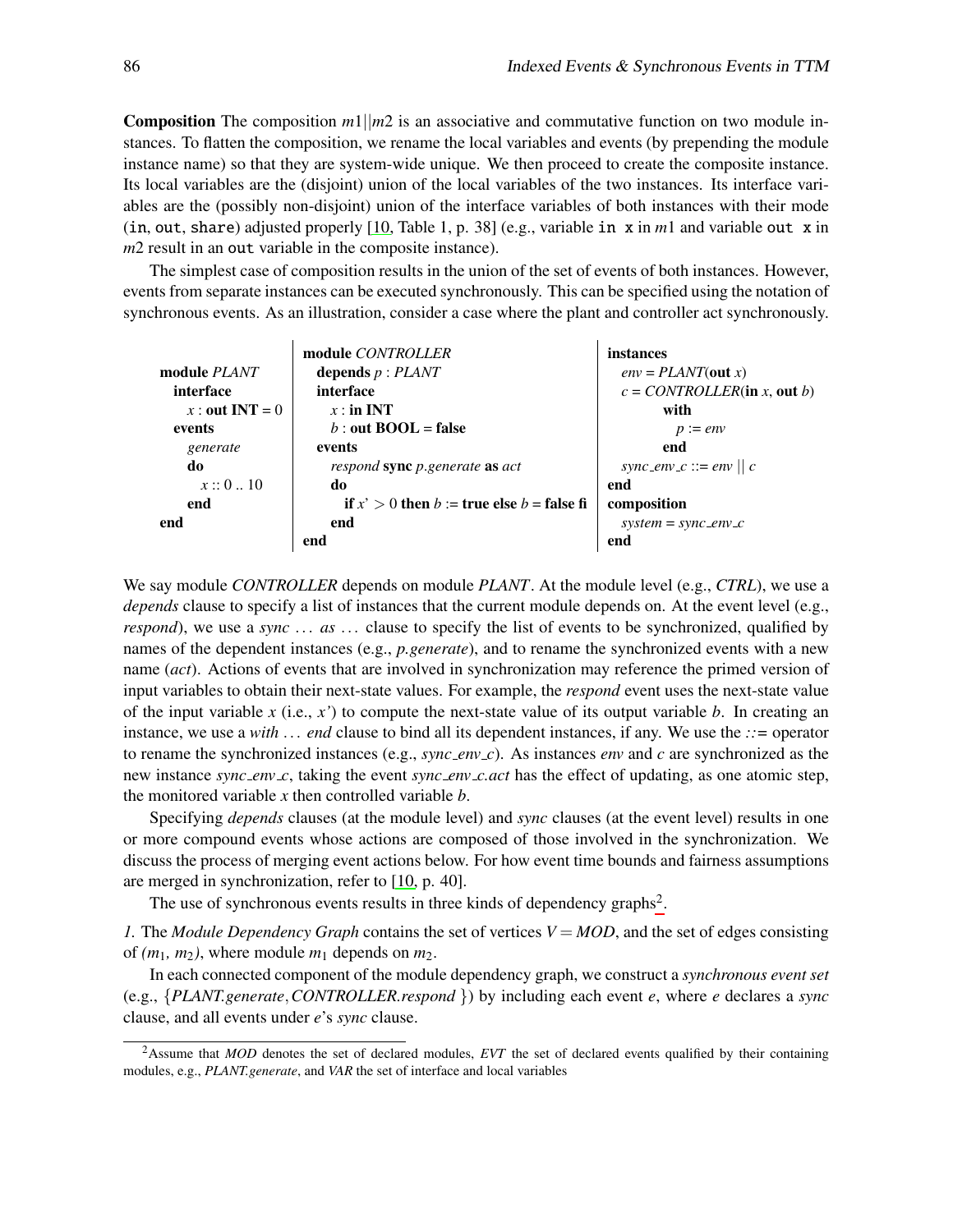**Composition** The composition $m1||m2$ is an associative and commutative function on two module instances. To flatten the composition, we rename the local variables and events (by prepending the module instance name) so that they are system-wide unique. We then proceed to create the composite instance. Its local variables are the (disjoint) union of the local variables of the two instances. Its interface variables are the (possibly non-disjoint) union of the interface variables of both instances with their mode (`in`, `out`, `share`) adjusted properly [10, Table 1, p. 38] (e.g., variable `in x` in $m1$ and variable `out x` in $m2$ result in an `out` variable in the composite instance).

The simplest case of composition results in the union of the set of events of both instances. However, events from separate instances can be executed synchronously. This can be specified using the notation of synchronous events. As an illustration, consider a case where the plant and controller act synchronously.

```
module PLANT
  interface
    x : out INT = 0
  events
    generate
    do
      x :: 0 .. 10
    end
end
```

```
module CONTROLLER
  depends p : PLANT
  interface
    x : in INT
    b : out BOOL = false
  events
    respond sync p.generate as act
    do
      if x' > 0 then b := true else b = false fi
    end
end
```

```
instances
  env = PLANT(out x)
  c = CONTROLLER(in x, out b)
      with
        p := env
      end
  sync_env_c ::= env || c
end
composition
  system = sync_env_c
end
```

We say module *CONTROLLER* depends on module *PLANT*. At the module level (e.g., *CTRL*), we use a *depends* clause to specify a list of instances that the current module depends on. At the event level (e.g., *respond*), we use a *sync* ... *as* ... clause to specify the list of events to be synchronized, qualified by names of the dependent instances (e.g., *p.generate*), and to rename the synchronized events with a new name (*act*). Actions of events that are involved in synchronization may reference the primed version of input variables to obtain their next-state values. For example, the *respond* event uses the next-state value of the input variable $x$ (i.e., $x'$) to compute the next-state value of its output variable $b$. In creating an instance, we use a *with* ... *end* clause to bind all its dependent instances, if any. We use the *::=* operator to rename the synchronized instances (e.g., *sync_env_c*). As instances *env* and *c* are synchronized as the new instance *sync_env_c*, taking the event *sync_env_c.act* has the effect of updating, as one atomic step, the monitored variable $x$ then controlled variable $b$.

Specifying *depends* clauses (at the module level) and *sync* clauses (at the event level) results in one or more compound events whose actions are composed of those involved in the synchronization. We discuss the process of merging event actions below. For how event time bounds and fairness assumptions are merged in synchronization, refer to [10, p. 40].

The use of synchronous events results in three kinds of dependency graphs[2].

*1.* The *Module Dependency Graph* contains the set of vertices $V = MOD$, and the set of edges consisting of $(m_1, m_2)$, where module $m_1$ depends on $m_2$.

In each connected component of the module dependency graph, we construct a *synchronous event set* (e.g., $\{PLANT.generate, CONTROLLER.respond\}$) by including each event $e$, where $e$ declares a *sync* clause, and all events under $e$'s *sync* clause.

[2] Assume that *MOD* denotes the set of declared modules, *EVT* the set of declared events qualified by their containing modules, e.g., *PLANT.generate*, and *VAR* the set of interface and local variables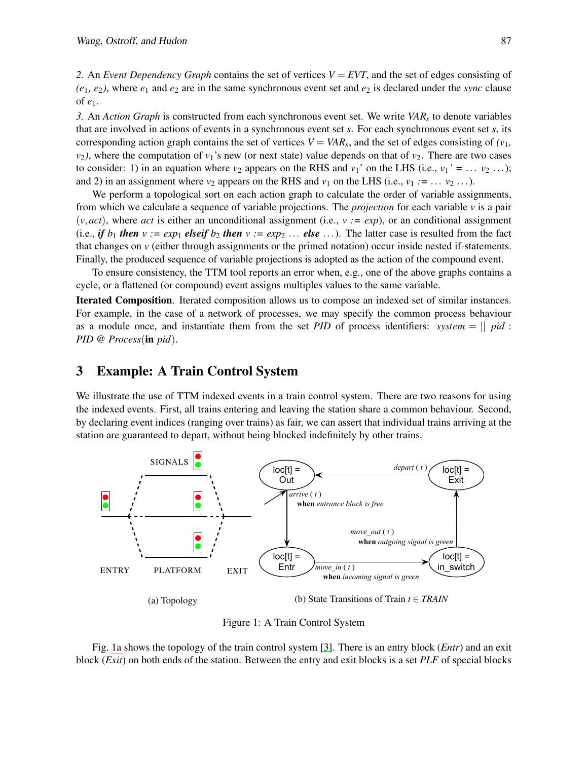*2.* An *Event Dependency Graph* contains the set of vertices $V = EVT$, and the set of edges consisting of $(e_1, e_2)$, where $e_1$ and $e_2$ are in the same synchronous event set and $e_2$ is declared under the *sync* clause of $e_1$.

*3.* An *Action Graph* is constructed from each synchronous event set. We write $VAR_s$ to denote variables that are involved in actions of events in a synchronous event set $s$. For each synchronous event set $s$, its corresponding action graph contains the set of vertices $V = VAR_s$, and the set of edges consisting of $(v_1, v_2)$, where the computation of $v_1$'s new (or next state) value depends on that of $v_2$. There are two cases to consider: 1) in an equation where $v_2$ appears on the RHS and $v_1$' on the LHS (i.e., $v_1' = \ldots\ v_2 \ldots$); and 2) in an assignment where $v_2$ appears on the RHS and $v_1$ on the LHS (i.e., $v_1 := \ldots\ v_2 \ldots$).

We perform a topological sort on each action graph to calculate the order of variable assignments, from which we calculate a sequence of variable projections. The *projection* for each variable $v$ is a pair $(v, act)$, where *act* is either an unconditional assignment (i.e., $v := exp$), or an conditional assignment (i.e., ***if*** $b_1$ ***then*** $v := exp_1$ ***elseif*** $b_2$ ***then*** $v := exp_2$ ... ***else*** ...). The latter case is resulted from the fact that changes on $v$ (either through assignments or the primed notation) occur inside nested if-statements. Finally, the produced sequence of variable projections is adopted as the action of the compound event.

To ensure consistency, the TTM tool reports an error when, e.g., one of the above graphs contains a cycle, or a flattened (or compound) event assigns multiples values to the same variable.

**Iterated Composition**. Iterated composition allows us to compose an indexed set of similar instances. For example, in the case of a network of processes, we may specify the common process behaviour as a module once, and instantiate them from the set *PID* of process identifiers: $system = ||\ pid : PID\ @\ Process(\textbf{in}\ pid)$.

## 3 Example: A Train Control System

We illustrate the use of TTM indexed events in a train control system. There are two reasons for using the indexed events. First, all trains entering and leaving the station share a common behaviour. Second, by declaring event indices (ranging over trains) as fair, we can assert that individual trains arriving at the station are guaranteed to depart, without being blocked indefinitely by other trains.

(a) Topology

(b) State Transitions of Train $t \in TRAIN$

Figure 1: A Train Control System

Fig. 1a shows the topology of the train control system [3]. There is an entry block (*Entr*) and an exit block (*Exit*) on both ends of the station. Between the entry and exit blocks is a set *PLF* of special blocks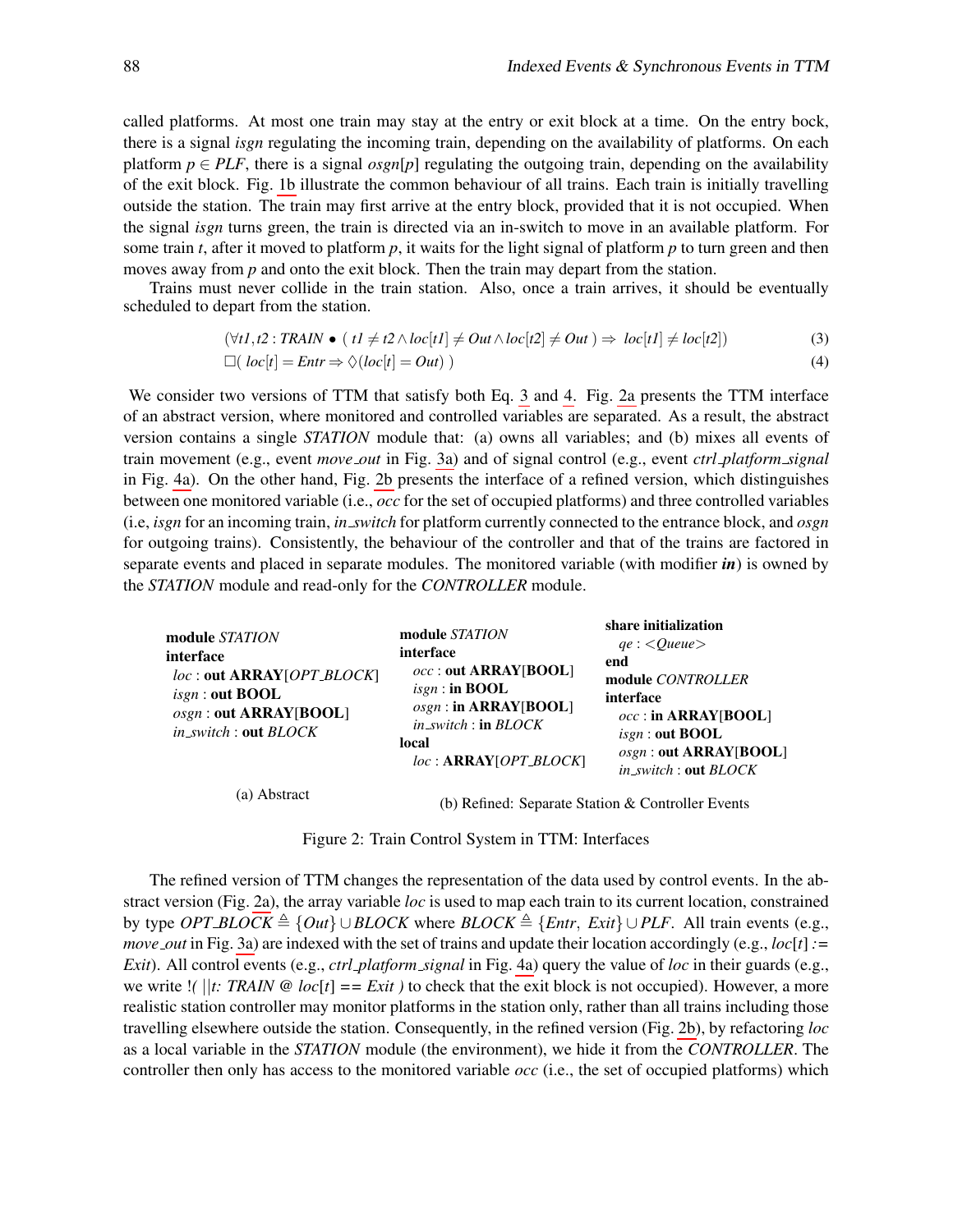called platforms. At most one train may stay at the entry or exit block at a time. On the entry bock, there is a signal *isgn* regulating the incoming train, depending on the availability of platforms. On each platform $p \in PLF$, there is a signal *osgn*[*p*] regulating the outgoing train, depending on the availability of the exit block. Fig. 1b illustrate the common behaviour of all trains. Each train is initially travelling outside the station. The train may first arrive at the entry block, provided that it is not occupied. When the signal *isgn* turns green, the train is directed via an in-switch to move in an available platform. For some train *t*, after it moved to platform *p*, it waits for the light signal of platform *p* to turn green and then moves away from *p* and onto the exit block. Then the train may depart from the station.

Trains must never collide in the train station. Also, once a train arrives, it should be eventually scheduled to depart from the station.

$$(\forall t1, t2 : TRAIN \bullet (\ t1 \neq t2 \wedge loc[t1] \neq Out \wedge loc[t2] \neq Out\ ) \Rightarrow\ loc[t1] \neq loc[t2]) \tag{3}$$

$$\Box(\ loc[t] = Entr \Rightarrow \Diamond(loc[t] = Out)\ ) \tag{4}$$

We consider two versions of TTM that satisfy both Eq. 3 and 4. Fig. 2a presents the TTM interface of an abstract version, where monitored and controlled variables are separated. As a result, the abstract version contains a single *STATION* module that: (a) owns all variables; and (b) mixes all events of train movement (e.g., event *move_out* in Fig. 3a) and of signal control (e.g., event *ctrl_platform_signal* in Fig. 4a). On the other hand, Fig. 2b presents the interface of a refined version, which distinguishes between one monitored variable (i.e., *occ* for the set of occupied platforms) and three controlled variables (i.e, *isgn* for an incoming train, *in_switch* for platform currently connected to the entrance block, and *osgn* for outgoing trains). Consistently, the behaviour of the controller and that of the trains are factored in separate events and placed in separate modules. The monitored variable (with modifier ***in***) is owned by the *STATION* module and read-only for the *CONTROLLER* module.

```
module STATION
interface
  loc : out ARRAY[OPT_BLOCK]
  isgn : out BOOL
  osgn : out ARRAY[BOOL]
  in_switch : out BLOCK
```

(a) Abstract

```
module STATION
interface
  occ : out ARRAY[BOOL]
  isgn : in BOOL
  osgn : in ARRAY[BOOL]
  in_switch : in BLOCK
local
  loc : ARRAY[OPT_BLOCK]

share initialization
  qe : <Queue>
end
module CONTROLLER
interface
  occ : in ARRAY[BOOL]
  isgn : out BOOL
  osgn : out ARRAY[BOOL]
  in_switch : out BLOCK
```

(b) Refined: Separate Station & Controller Events

Figure 2: Train Control System in TTM: Interfaces

The refined version of TTM changes the representation of the data used by control events. In the abstract version (Fig. 2a), the array variable *loc* is used to map each train to its current location, constrained by type $OPT\_BLOCK \triangleq \{Out\} \cup BLOCK$ where $BLOCK \triangleq \{Entr,\ Exit\} \cup PLF$. All train events (e.g., *move_out* in Fig. 3a) are indexed with the set of trains and update their location accordingly (e.g., *loc*[*t*] *:= Exit*). All control events (e.g., *ctrl_platform_signal* in Fig. 4a) query the value of *loc* in their guards (e.g., we write *!( ||t: TRAIN @ loc*[*t*] *== Exit )* to check that the exit block is not occupied). However, a more realistic station controller may monitor platforms in the station only, rather than all trains including those travelling elsewhere outside the station. Consequently, in the refined version (Fig. 2b), by refactoring *loc* as a local variable in the *STATION* module (the environment), we hide it from the *CONTROLLER*. The controller then only has access to the monitored variable *occ* (i.e., the set of occupied platforms) which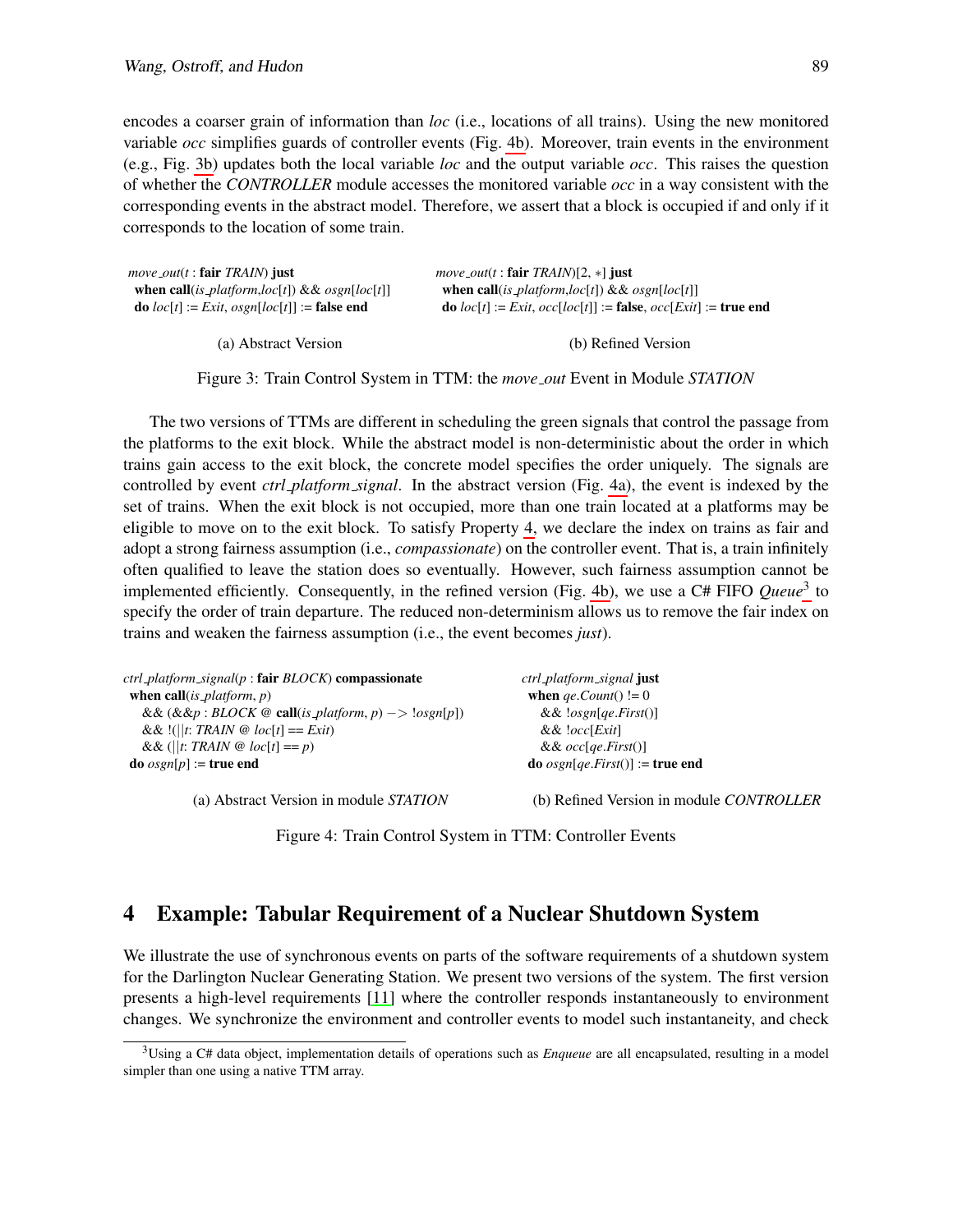encodes a coarser grain of information than *loc* (i.e., locations of all trains). Using the new monitored variable *occ* simplifies guards of controller events (Fig. 4b). Moreover, train events in the environment (e.g., Fig. 3b) updates both the local variable *loc* and the output variable *occ*. This raises the question of whether the *CONTROLLER* module accesses the monitored variable *occ* in a way consistent with the corresponding events in the abstract model. Therefore, we assert that a block is occupied if and only if it corresponds to the location of some train.

```
move_out(t : fair TRAIN) just
 when call(is_platform,loc[t]) && osgn[loc[t]]
 do loc[t] := Exit, osgn[loc[t]] := false end
```

(a) Abstract Version

```
move_out(t : fair TRAIN)[2, *] just
 when call(is_platform,loc[t]) && osgn[loc[t]]
 do loc[t] := Exit, occ[loc[t]] := false, occ[Exit] := true end
```

(b) Refined Version

Figure 3: Train Control System in TTM: the *move_out* Event in Module *STATION*

The two versions of TTMs are different in scheduling the green signals that control the passage from the platforms to the exit block. While the abstract model is non-deterministic about the order in which trains gain access to the exit block, the concrete model specifies the order uniquely. The signals are controlled by event *ctrl_platform_signal*. In the abstract version (Fig. 4a), the event is indexed by the set of trains. When the exit block is not occupied, more than one train located at a platforms may be eligible to move on to the exit block. To satisfy Property 4, we declare the index on trains as fair and adopt a strong fairness assumption (i.e., *compassionate*) on the controller event. That is, a train infinitely often qualified to leave the station does so eventually. However, such fairness assumption cannot be implemented efficiently. Consequently, in the refined version (Fig. 4b), we use a C# FIFO *Queue*[3] to specify the order of train departure. The reduced non-determinism allows us to remove the fair index on trains and weaken the fairness assumption (i.e., the event becomes *just*).

```
ctrl_platform_signal(p : fair BLOCK) compassionate
 when call(is_platform, p)
   && (&&p : BLOCK @ call(is_platform, p) −> !osgn[p])
   && !(||t: TRAIN @ loc[t] == Exit)
   && (||t: TRAIN @ loc[t] == p)
 do osgn[p] := true end
```

(a) Abstract Version in module *STATION*

```
ctrl_platform_signal just
 when qe.Count() != 0
   && !osgn[qe.First()]
   && !occ[Exit]
   && occ[qe.First()]
 do osgn[qe.First()] := true end
```

(b) Refined Version in module *CONTROLLER*

Figure 4: Train Control System in TTM: Controller Events

## 4 Example: Tabular Requirement of a Nuclear Shutdown System

We illustrate the use of synchronous events on parts of the software requirements of a shutdown system for the Darlington Nuclear Generating Station. We present two versions of the system. The first version presents a high-level requirements [11] where the controller responds instantaneously to environment changes. We synchronize the environment and controller events to model such instantaneity, and check

[3] Using a C# data object, implementation details of operations such as *Enqueue* are all encapsulated, resulting in a model simpler than one using a native TTM array.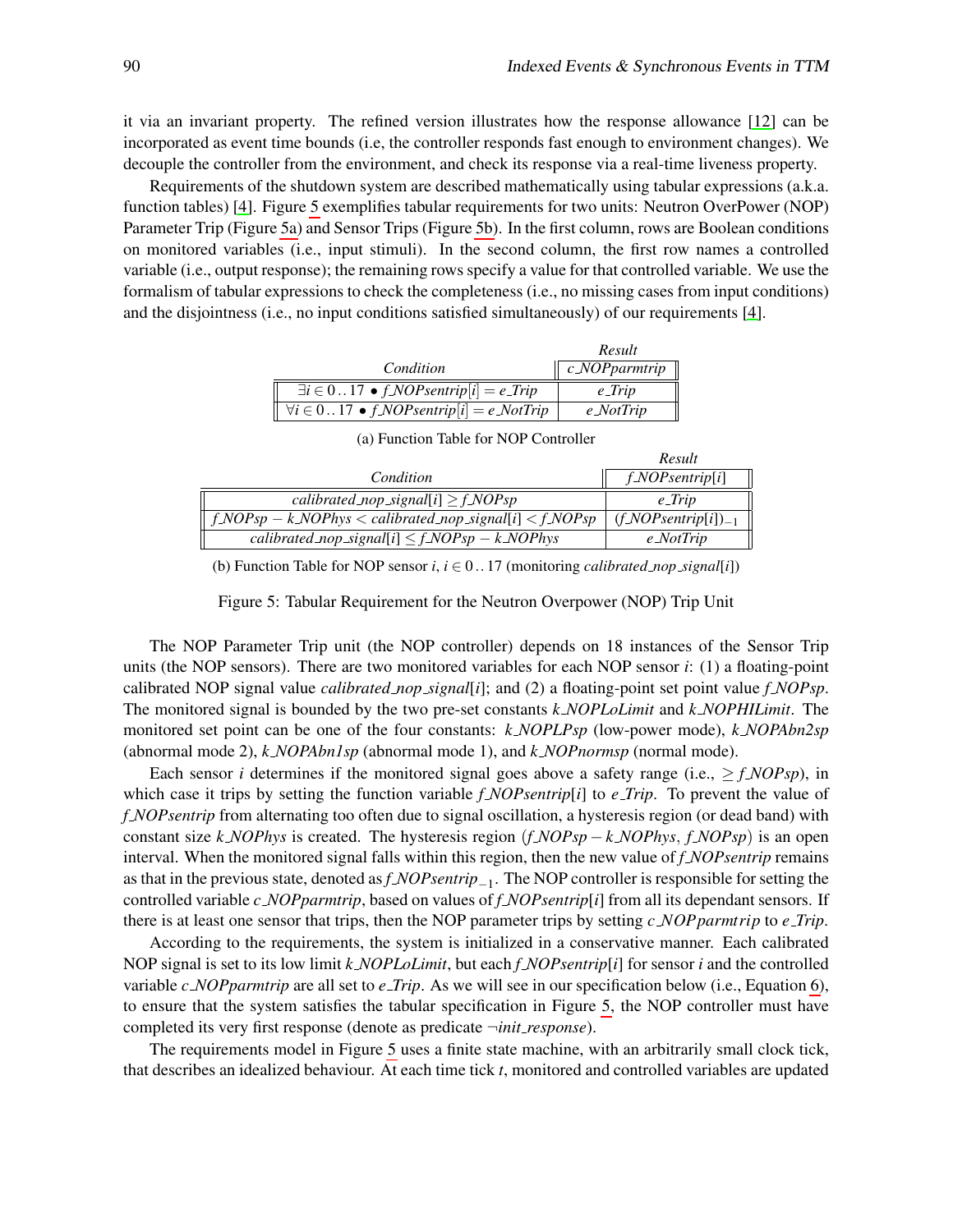it via an invariant property. The refined version illustrates how the response allowance [12] can be incorporated as event time bounds (i.e, the controller responds fast enough to environment changes). We decouple the controller from the environment, and check its response via a real-time liveness property.

Requirements of the shutdown system are described mathematically using tabular expressions (a.k.a. function tables) [4]. Figure 5 exemplifies tabular requirements for two units: Neutron OverPower (NOP) Parameter Trip (Figure 5a) and Sensor Trips (Figure 5b). In the first column, rows are Boolean conditions on monitored variables (i.e., input stimuli). In the second column, the first row names a controlled variable (i.e., output response); the remaining rows specify a value for that controlled variable. We use the formalism of tabular expressions to check the completeness (i.e., no missing cases from input conditions) and the disjointness (i.e., no input conditions satisfied simultaneously) of our requirements [4].

| *Condition* | *Result* <br> *c_NOPparmtrip* |
|---|---|
| $\exists i \in 0\,..\,17 \bullet f\_NOPsentrip[i] = e\_Trip$ | *e_Trip* |
| $\forall i \in 0\,..\,17 \bullet f\_NOPsentrip[i] = e\_NotTrip$ | *e_NotTrip* |

(a) Function Table for NOP Controller

| *Condition* | *Result* <br> *f_NOPsentrip[i]* |
|---|---|
| $calibrated\_nop\_signal[i] \geq f\_NOPsp$ | *e_Trip* |
| $f\_NOPsp - k\_NOPhys < calibrated\_nop\_signal[i] < f\_NOPsp$ | $(f\_NOPsentrip[i])_{-1}$ |
| $calibrated\_nop\_signal[i] \leq f\_NOPsp - k\_NOPhys$ | *e_NotTrip* |

(b) Function Table for NOP sensor $i$, $i \in 0\,..\,17$ (monitoring *calibrated_nop_signal*[$i$])

Figure 5: Tabular Requirement for the Neutron Overpower (NOP) Trip Unit

The NOP Parameter Trip unit (the NOP controller) depends on 18 instances of the Sensor Trip units (the NOP sensors). There are two monitored variables for each NOP sensor $i$: (1) a floating-point calibrated NOP signal value *calibrated_nop_signal*[$i$]; and (2) a floating-point set point value *f_NOPsp*. The monitored signal is bounded by the two pre-set constants *k_NOPLoLimit* and *k_NOPHILimit*. The monitored set point can be one of the four constants: *k_NOPLPsp* (low-power mode), *k_NOPAbn2sp* (abnormal mode 2), *k_NOPAbn1sp* (abnormal mode 1), and *k_NOPnormsp* (normal mode).

Each sensor $i$ determines if the monitored signal goes above a safety range (i.e., $\geq f\_NOPsp$), in which case it trips by setting the function variable *f_NOPsentrip*[$i$] to *e_Trip*. To prevent the value of *f_NOPsentrip* from alternating too often due to signal oscillation, a hysteresis region (or dead band) with constant size *k_NOPhys* is created. The hysteresis region $(f\_NOPsp - k\_NOPhys,\ f\_NOPsp)$ is an open interval. When the monitored signal falls within this region, then the new value of *f_NOPsentrip* remains as that in the previous state, denoted as $f\_NOPsentrip_{-1}$. The NOP controller is responsible for setting the controlled variable *c_NOPparmtrip*, based on values of *f_NOPsentrip*[$i$] from all its dependant sensors. If there is at least one sensor that trips, then the NOP parameter trips by setting *c_NOPparmtrip* to *e_Trip*.

According to the requirements, the system is initialized in a conservative manner. Each calibrated NOP signal is set to its low limit *k_NOPLoLimit*, but each *f_NOPsentrip*[$i$] for sensor $i$ and the controlled variable *c_NOPparmtrip* are all set to *e_Trip*. As we will see in our specification below (i.e., Equation 6), to ensure that the system satisfies the tabular specification in Figure 5, the NOP controller must have completed its very first response (denote as predicate $\neg init\_response$).

The requirements model in Figure 5 uses a finite state machine, with an arbitrarily small clock tick, that describes an idealized behaviour. At each time tick $t$, monitored and controlled variables are updated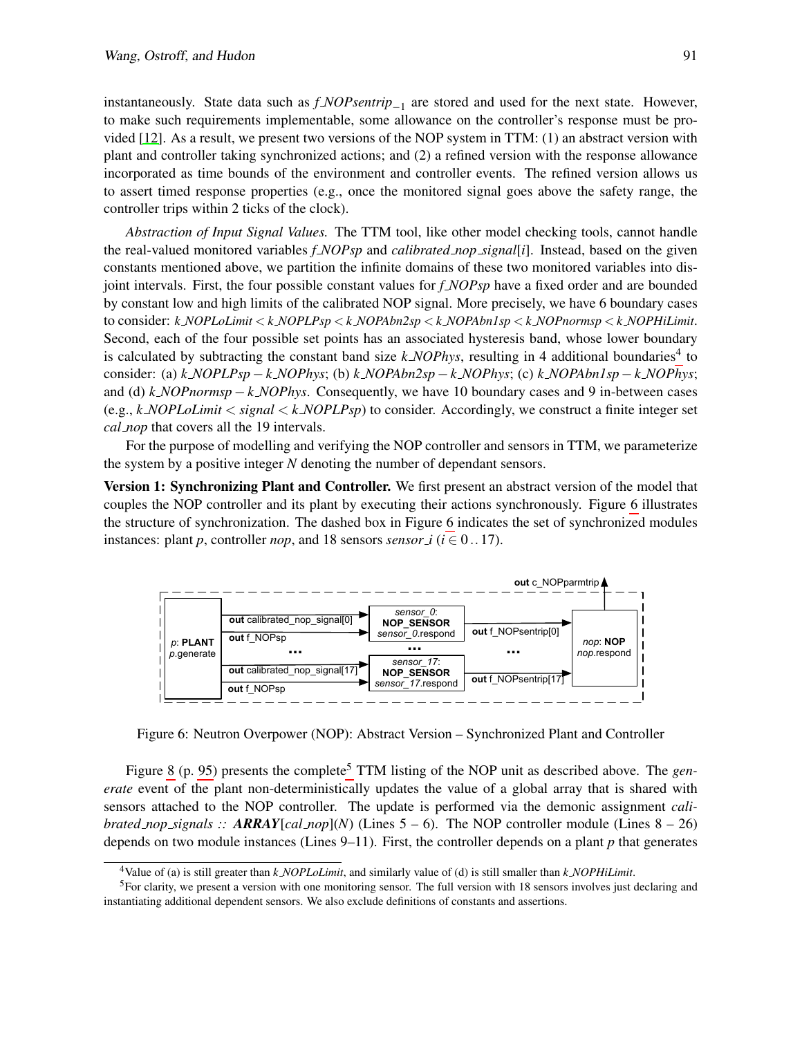instantaneously. State data such as $f\_NOPsentrip_{-1}$ are stored and used for the next state. However, to make such requirements implementable, some allowance on the controller's response must be provided [12]. As a result, we present two versions of the NOP system in TTM: (1) an abstract version with plant and controller taking synchronized actions; and (2) a refined version with the response allowance incorporated as time bounds of the environment and controller events. The refined version allows us to assert timed response properties (e.g., once the monitored signal goes above the safety range, the controller trips within 2 ticks of the clock).

*Abstraction of Input Signal Values.* The TTM tool, like other model checking tools, cannot handle the real-valued monitored variables *f_NOPsp* and *calibrated_nop_signal*[*i*]. Instead, based on the given constants mentioned above, we partition the infinite domains of these two monitored variables into disjoint intervals. First, the four possible constant values for *f_NOPsp* have a fixed order and are bounded by constant low and high limits of the calibrated NOP signal. More precisely, we have 6 boundary cases to consider: *k_NOPLoLimit* < *k_NOPLPsp* < *k_NOPAbn2sp* < *k_NOPAbn1sp* < *k_NOPnormsp* < *k_NOPHiLimit*. Second, each of the four possible set points has an associated hysteresis band, whose lower boundary is calculated by subtracting the constant band size *k_NOPhys*, resulting in 4 additional boundaries[4] to consider: (a) *k_NOPLPsp* − *k_NOPhys*; (b) *k_NOPAbn2sp* − *k_NOPhys*; (c) *k_NOPAbn1sp* − *k_NOPhys*; and (d) *k_NOPnormsp* − *k_NOPhys*. Consequently, we have 10 boundary cases and 9 in-between cases (e.g., *k_NOPLoLimit* < *signal* < *k_NOPLPsp*) to consider. Accordingly, we construct a finite integer set *cal_nop* that covers all the 19 intervals.

For the purpose of modelling and verifying the NOP controller and sensors in TTM, we parameterize the system by a positive integer $N$ denoting the number of dependant sensors.

**Version 1: Synchronizing Plant and Controller.** We first present an abstract version of the model that couples the NOP controller and its plant by executing their actions synchronously. Figure 6 illustrates the structure of synchronization. The dashed box in Figure 6 indicates the set of synchronized modules instances: plant *p*, controller *nop*, and 18 sensors *sensor_i* ($i \in 0\,..\,17$).

Figure 6: Neutron Overpower (NOP): Abstract Version – Synchronized Plant and Controller

Figure 8 (p. 95) presents the complete[5] TTM listing of the NOP unit as described above. The *generate* event of the plant non-deterministically updates the value of a global array that is shared with sensors attached to the NOP controller. The update is performed via the demonic assignment *calibrated_nop_signals* :: ***ARRAY***[*cal_nop*](*N*) (Lines 5 – 6). The NOP controller module (Lines 8 – 26) depends on two module instances (Lines 9–11). First, the controller depends on a plant *p* that generates

[4] Value of (a) is still greater than *k_NOPLoLimit*, and similarly value of (d) is still smaller than *k_NOPHiLimit*.

[5] For clarity, we present a version with one monitoring sensor. The full version with 18 sensors involves just declaring and instantiating additional dependent sensors. We also exclude definitions of constants and assertions.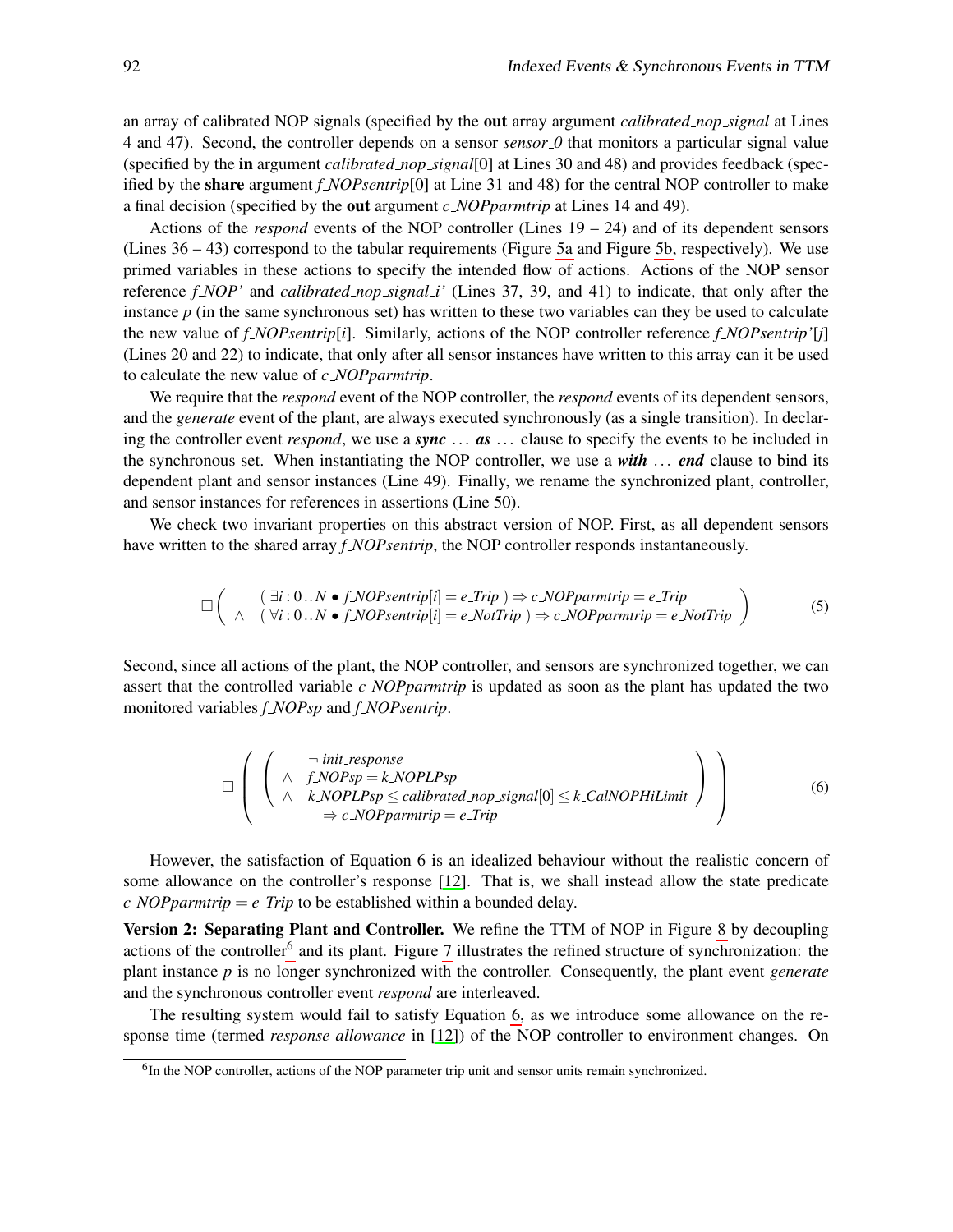an array of calibrated NOP signals (specified by the **out** array argument *calibrated_nop_signal* at Lines 4 and 47). Second, the controller depends on a sensor *sensor_0* that monitors a particular signal value (specified by the **in** argument *calibrated_nop_signal*[0] at Lines 30 and 48) and provides feedback (specified by the **share** argument *f_NOPsentrip*[0] at Line 31 and 48) for the central NOP controller to make a final decision (specified by the **out** argument *c_NOPparmtrip* at Lines 14 and 49).

Actions of the *respond* events of the NOP controller (Lines 19 – 24) and of its dependent sensors (Lines 36 – 43) correspond to the tabular requirements (Figure 5a and Figure 5b, respectively). We use primed variables in these actions to specify the intended flow of actions. Actions of the NOP sensor reference *f_NOP'* and *calibrated_nop_signal_i'* (Lines 37, 39, and 41) to indicate, that only after the instance $p$ (in the same synchronous set) has written to these two variables can they be used to calculate the new value of *f_NOPsentrip*[$i$]. Similarly, actions of the NOP controller reference *f_NOPsentrip'*[$j$] (Lines 20 and 22) to indicate, that only after all sensor instances have written to this array can it be used to calculate the new value of *c_NOPparmtrip*.

We require that the *respond* event of the NOP controller, the *respond* events of its dependent sensors, and the *generate* event of the plant, are always executed synchronously (as a single transition). In declaring the controller event *respond*, we use a ***sync*** ... ***as*** ... clause to specify the events to be included in the synchronous set. When instantiating the NOP controller, we use a ***with*** ... ***end*** clause to bind its dependent plant and sensor instances (Line 49). Finally, we rename the synchronized plant, controller, and sensor instances for references in assertions (Line 50).

We check two invariant properties on this abstract version of NOP. First, as all dependent sensors have written to the shared array *f_NOPsentrip*, the NOP controller responds instantaneously.

$$\Box \left( \begin{array}{ll} & (\exists i : 0\,..\,N \bullet f\_NOPsentrip[i] = e\_Trip\ ) \Rightarrow c\_NOPparmtrip = e\_Trip \\ \wedge & (\forall i : 0\,..\,N \bullet f\_NOPsentrip[i] = e\_NotTrip\ ) \Rightarrow c\_NOPparmtrip = e\_NotTrip \end{array} \right) \tag{5}$$

Second, since all actions of the plant, the NOP controller, and sensors are synchronized together, we can assert that the controlled variable *c_NOPparmtrip* is updated as soon as the plant has updated the two monitored variables *f_NOPsp* and *f_NOPsentrip*.

$$\Box \left( \left( \begin{array}{ll} & \neg\ init\_response \\ \wedge & f\_NOPsp = k\_NOPLPsp \\ \wedge & k\_NOPLPsp \leq calibrated\_nop\_signal[0] \leq k\_CalNOPHiLimit \end{array} \right) \Rightarrow c\_NOPparmtrip = e\_Trip \right) \tag{6}$$

However, the satisfaction of Equation 6 is an idealized behaviour without the realistic concern of some allowance on the controller's response [12]. That is, we shall instead allow the state predicate *c_NOPparmtrip* = *e_Trip* to be established within a bounded delay.

**Version 2: Separating Plant and Controller.** We refine the TTM of NOP in Figure 8 by decoupling actions of the controller[6] and its plant. Figure 7 illustrates the refined structure of synchronization: the plant instance $p$ is no longer synchronized with the controller. Consequently, the plant event *generate* and the synchronous controller event *respond* are interleaved.

The resulting system would fail to satisfy Equation 6, as we introduce some allowance on the response time (termed *response allowance* in [12]) of the NOP controller to environment changes. On

[6] In the NOP controller, actions of the NOP parameter trip unit and sensor units remain synchronized.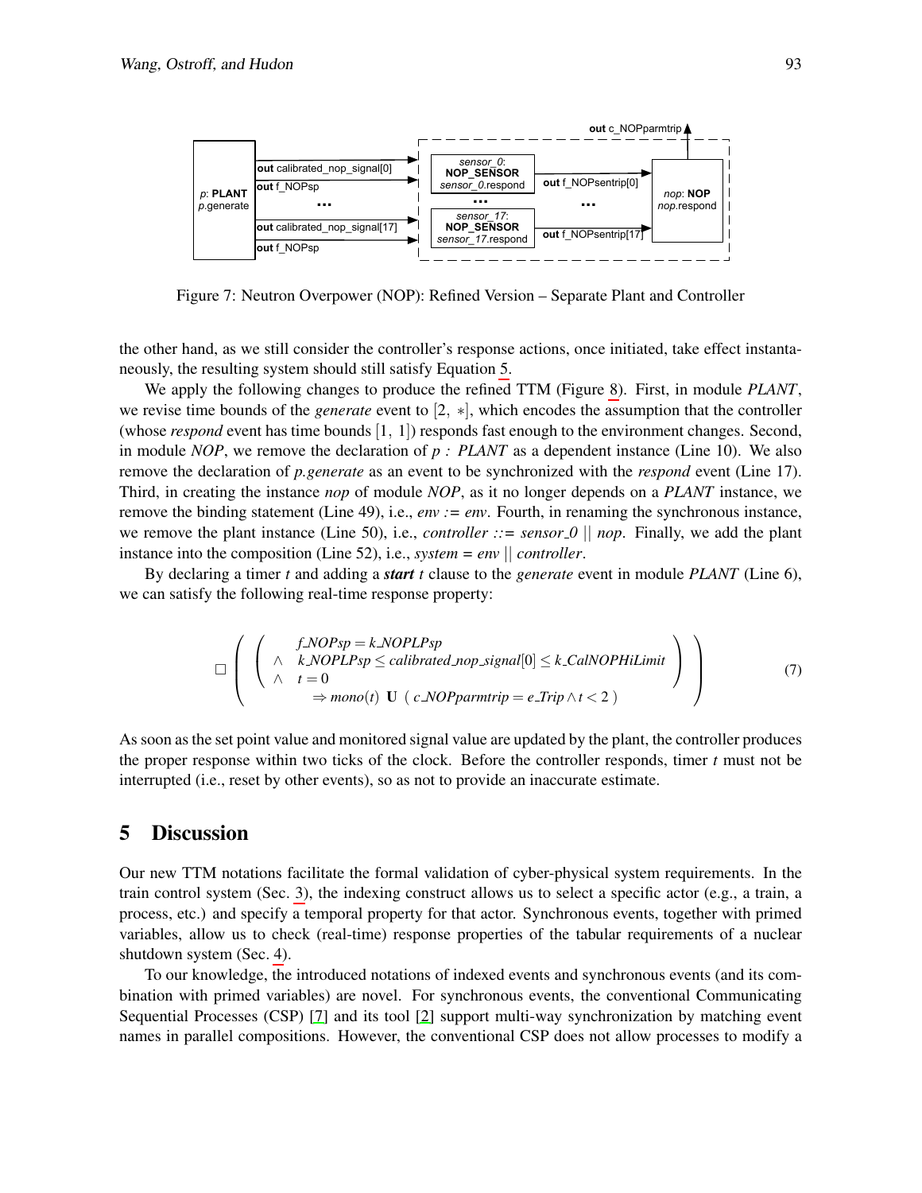Figure 7: Neutron Overpower (NOP): Refined Version – Separate Plant and Controller

the other hand, as we still consider the controller's response actions, once initiated, take effect instantaneously, the resulting system should still satisfy Equation 5.

We apply the following changes to produce the refined TTM (Figure 8). First, in module *PLANT*, we revise time bounds of the *generate* event to $[2,\ *]$, which encodes the assumption that the controller (whose *respond* event has time bounds $[1,\ 1]$) responds fast enough to the environment changes. Second, in module *NOP*, we remove the declaration of *p : PLANT* as a dependent instance (Line 10). We also remove the declaration of *p.generate* as an event to be synchronized with the *respond* event (Line 17). Third, in creating the instance *nop* of module *NOP*, as it no longer depends on a *PLANT* instance, we remove the binding statement (Line 49), i.e., *env := env*. Fourth, in renaming the synchronous instance, we remove the plant instance (Line 50), i.e., *controller ::= sensor_0 || nop*. Finally, we add the plant instance into the composition (Line 52), i.e., *system = env || controller*.

By declaring a timer *t* and adding a ***start*** *t* clause to the *generate* event in module *PLANT* (Line 6), we can satisfy the following real-time response property:

$$\Box \left( \left( \begin{array}{ll} & f\_NOPsp = k\_NOPLPsp \\ \wedge & k\_NOPLPsp \leq calibrated\_nop\_signal[0] \leq k\_CalNOPHiLimit \\ \wedge & t = 0 \\ & \quad \Rightarrow mono(t)\ \mathbf{U}\ (\ c\_NOPparmtrip = e\_Trip \wedge t < 2\ ) \end{array} \right) \right) \tag{7}$$

As soon as the set point value and monitored signal value are updated by the plant, the controller produces the proper response within two ticks of the clock. Before the controller responds, timer *t* must not be interrupted (i.e., reset by other events), so as not to provide an inaccurate estimate.

## 5 Discussion

Our new TTM notations facilitate the formal validation of cyber-physical system requirements. In the train control system (Sec. 3), the indexing construct allows us to select a specific actor (e.g., a train, a process, etc.) and specify a temporal property for that actor. Synchronous events, together with primed variables, allow us to check (real-time) response properties of the tabular requirements of a nuclear shutdown system (Sec. 4).

To our knowledge, the introduced notations of indexed events and synchronous events (and its combination with primed variables) are novel. For synchronous events, the conventional Communicating Sequential Processes (CSP) [7] and its tool [2] support multi-way synchronization by matching event names in parallel compositions. However, the conventional CSP does not allow processes to modify a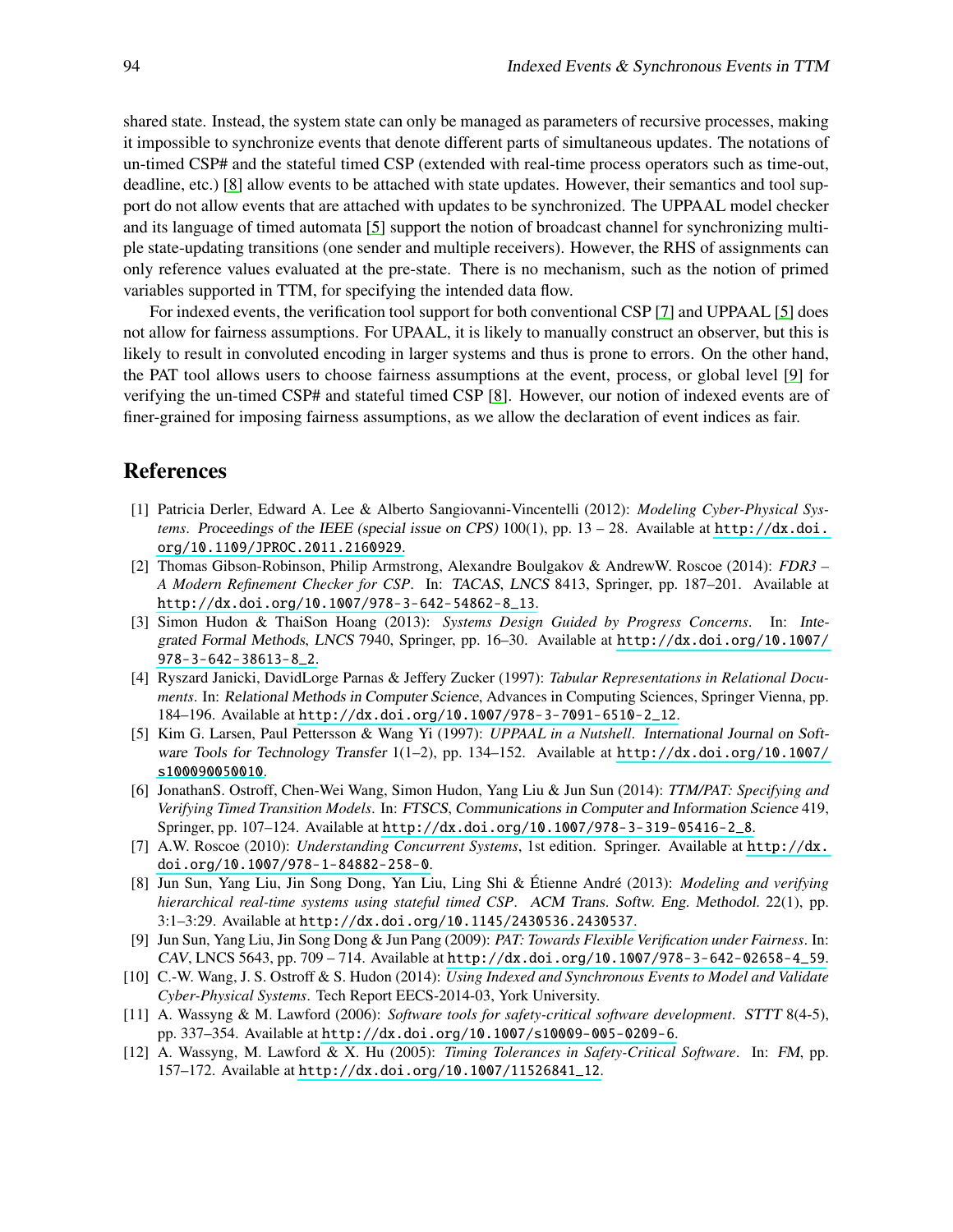shared state. Instead, the system state can only be managed as parameters of recursive processes, making it impossible to synchronize events that denote different parts of simultaneous updates. The notations of un-timed CSP# and the stateful timed CSP (extended with real-time process operators such as time-out, deadline, etc.) [8] allow events to be attached with state updates. However, their semantics and tool support do not allow events that are attached with updates to be synchronized. The UPPAAL model checker and its language of timed automata [5] support the notion of broadcast channel for synchronizing multiple state-updating transitions (one sender and multiple receivers). However, the RHS of assignments can only reference values evaluated at the pre-state. There is no mechanism, such as the notion of primed variables supported in TTM, for specifying the intended data flow.

For indexed events, the verification tool support for both conventional CSP [7] and UPPAAL [5] does not allow for fairness assumptions. For UPAAL, it is likely to manually construct an observer, but this is likely to result in convoluted encoding in larger systems and thus is prone to errors. On the other hand, the PAT tool allows users to choose fairness assumptions at the event, process, or global level [9] for verifying the un-timed CSP# and stateful timed CSP [8]. However, our notion of indexed events are of finer-grained for imposing fairness assumptions, as we allow the declaration of event indices as fair.

## References

[1] Patricia Derler, Edward A. Lee & Alberto Sangiovanni-Vincentelli (2012): *Modeling Cyber-Physical Systems*. Proceedings of the IEEE (special issue on CPS) 100(1), pp. 13 – 28. Available at http://dx.doi.org/10.1109/JPROC.2011.2160929.

[2] Thomas Gibson-Robinson, Philip Armstrong, Alexandre Boulgakov & AndrewW. Roscoe (2014): *FDR3 – A Modern Refinement Checker for CSP*. In: TACAS, LNCS 8413, Springer, pp. 187–201. Available at http://dx.doi.org/10.1007/978-3-642-54862-8_13.

[3] Simon Hudon & ThaiSon Hoang (2013): *Systems Design Guided by Progress Concerns*. In: Integrated Formal Methods, LNCS 7940, Springer, pp. 16–30. Available at http://dx.doi.org/10.1007/978-3-642-38613-8_2.

[4] Ryszard Janicki, DavidLorge Parnas & Jeffery Zucker (1997): *Tabular Representations in Relational Documents*. In: Relational Methods in Computer Science, Advances in Computing Sciences, Springer Vienna, pp. 184–196. Available at http://dx.doi.org/10.1007/978-3-7091-6510-2_12.

[5] Kim G. Larsen, Paul Pettersson & Wang Yi (1997): *UPPAAL in a Nutshell*. International Journal on Software Tools for Technology Transfer 1(1–2), pp. 134–152. Available at http://dx.doi.org/10.1007/s100090050010.

[6] JonathanS. Ostroff, Chen-Wei Wang, Simon Hudon, Yang Liu & Jun Sun (2014): *TTM/PAT: Specifying and Verifying Timed Transition Models*. In: FTSCS, Communications in Computer and Information Science 419, Springer, pp. 107–124. Available at http://dx.doi.org/10.1007/978-3-319-05416-2_8.

[7] A.W. Roscoe (2010): *Understanding Concurrent Systems*, 1st edition. Springer. Available at http://dx.doi.org/10.1007/978-1-84882-258-0.

[8] Jun Sun, Yang Liu, Jin Song Dong, Yan Liu, Ling Shi & Étienne André (2013): *Modeling and verifying hierarchical real-time systems using stateful timed CSP*. ACM Trans. Softw. Eng. Methodol. 22(1), pp. 3:1–3:29. Available at http://dx.doi.org/10.1145/2430536.2430537.

[9] Jun Sun, Yang Liu, Jin Song Dong & Jun Pang (2009): *PAT: Towards Flexible Verification under Fairness*. In: CAV, LNCS 5643, pp. 709 – 714. Available at http://dx.doi.org/10.1007/978-3-642-02658-4_59.

[10] C.-W. Wang, J. S. Ostroff & S. Hudon (2014): *Using Indexed and Synchronous Events to Model and Validate Cyber-Physical Systems*. Tech Report EECS-2014-03, York University.

[11] A. Wassyng & M. Lawford (2006): *Software tools for safety-critical software development*. STTT 8(4-5), pp. 337–354. Available at http://dx.doi.org/10.1007/s10009-005-0209-6.

[12] A. Wassyng, M. Lawford & X. Hu (2005): *Timing Tolerances in Safety-Critical Software*. In: FM, pp. 157–172. Available at http://dx.doi.org/10.1007/11526841_12.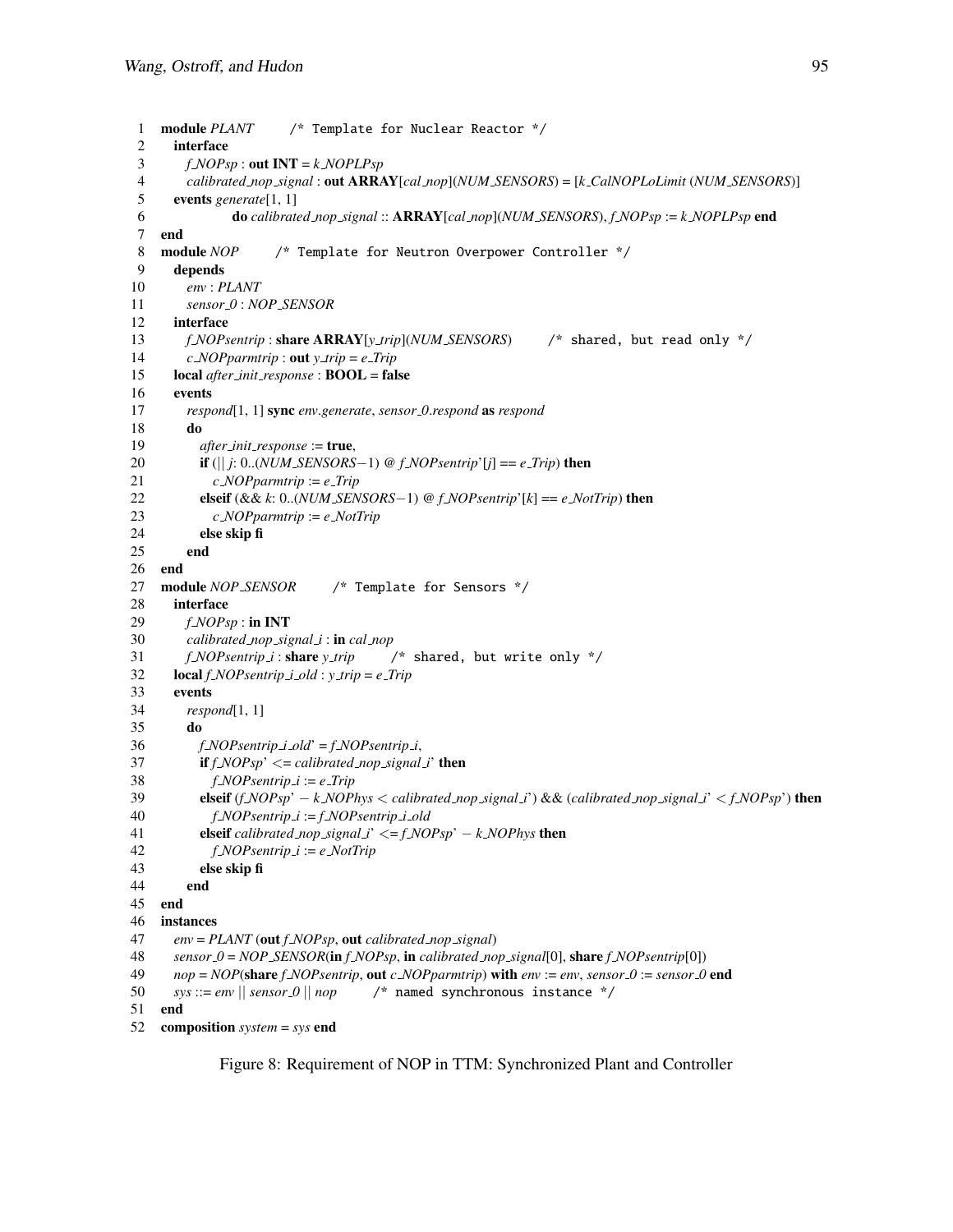```
1  module PLANT      /* Template for Nuclear Reactor */
2    interface
3      f_NOPsp : out INT = k_NOPLPsp
4      calibrated_nop_signal : out ARRAY[cal_nop](NUM_SENSORS) = [k_CalNOPLoLimit (NUM_SENSORS)]
5    events generate[1, 1]
6              do calibrated_nop_signal :: ARRAY[cal_nop](NUM_SENSORS), f_NOPsp := k_NOPLPsp end
7  end
8  module NOP        /* Template for Neutron Overpower Controller */
9    depends
10     env : PLANT
11     sensor_0 : NOP_SENSOR
12   interface
13     f_NOPsentrip : share ARRAY[y_trip](NUM_SENSORS)      /* shared, but read only */
14     c_NOPparmtrip : out y_trip = e_Trip
15   local after_init_response : BOOL = false
16   events
17     respond[1, 1] sync env.generate, sensor_0.respond as respond
18     do
19       after_init_response := true,
20       if (|| j: 0..(NUM_SENSORS−1) @ f_NOPsentrip'[j] == e_Trip) then
21         c_NOPparmtrip := e_Trip
22       elseif (&& k: 0..(NUM_SENSORS−1) @ f_NOPsentrip'[k] == e_NotTrip) then
23         c_NOPparmtrip := e_NotTrip
24       else skip fi
25     end
26 end
27 module NOP_SENSOR      /* Template for Sensors */
28   interface
29     f_NOPsp : in INT
30     calibrated_nop_signal_i : in cal_nop
31     f_NOPsentrip_i : share y_trip      /* shared, but write only */
32   local f_NOPsentrip_i_old : y_trip = e_Trip
33   events
34     respond[1, 1]
35     do
36       f_NOPsentrip_i_old' = f_NOPsentrip_i,
37       if f_NOPsp' <= calibrated_nop_signal_i' then
38         f_NOPsentrip_i := e_Trip
39       elseif (f_NOPsp' − k_NOPhys < calibrated_nop_signal_i') && (calibrated_nop_signal_i' < f_NOPsp') then
40         f_NOPsentrip_i := f_NOPsentrip_i_old
41       elseif calibrated_nop_signal_i' <= f_NOPsp' − k_NOPhys then
42         f_NOPsentrip_i := e_NotTrip
43       else skip fi
44     end
45 end
46 instances
47   env = PLANT (out f_NOPsp, out calibrated_nop_signal)
48   sensor_0 = NOP_SENSOR(in f_NOPsp, in calibrated_nop_signal[0], share f_NOPsentrip[0])
49   nop = NOP(share f_NOPsentrip, out c_NOPparmtrip) with env := env, sensor_0 := sensor_0 end
50   sys ::= env || sensor_0 || nop      /* named synchronous instance */
51 end
52 composition system = sys end
```

Figure 8: Requirement of NOP in TTM: Synchronized Plant and Controller